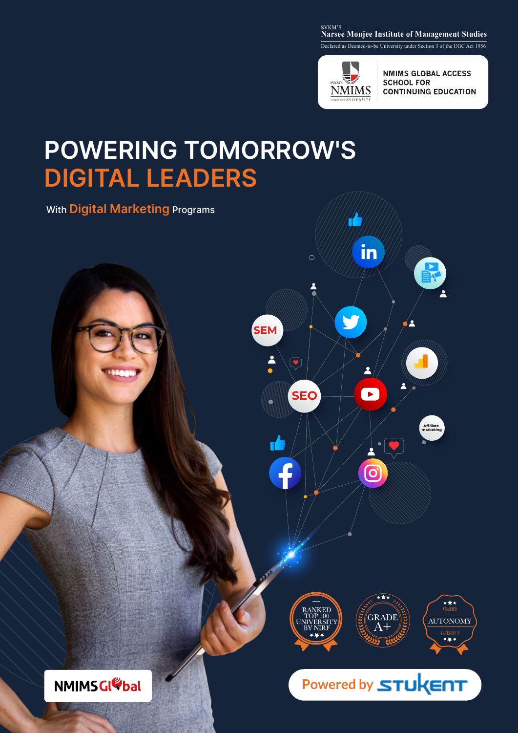SVKM'S
Narsee Monjee Institute of Management Studies
Declared as Deemed-to-be University under Section 3 of the UGC Act 1956

NMIMS GLOBAL ACCESS SCHOOL FOR CONTINUING EDUCATION

# POWERING TOMORROW'S DIGITAL LEADERS

With **Digital Marketing** Programs

RANKED TOP 100 UNIVERSITY BY NIRF

GRADE A+

AWARDED AUTONOMY CATEGORY 1

NMIMS Global

Powered by STUKENT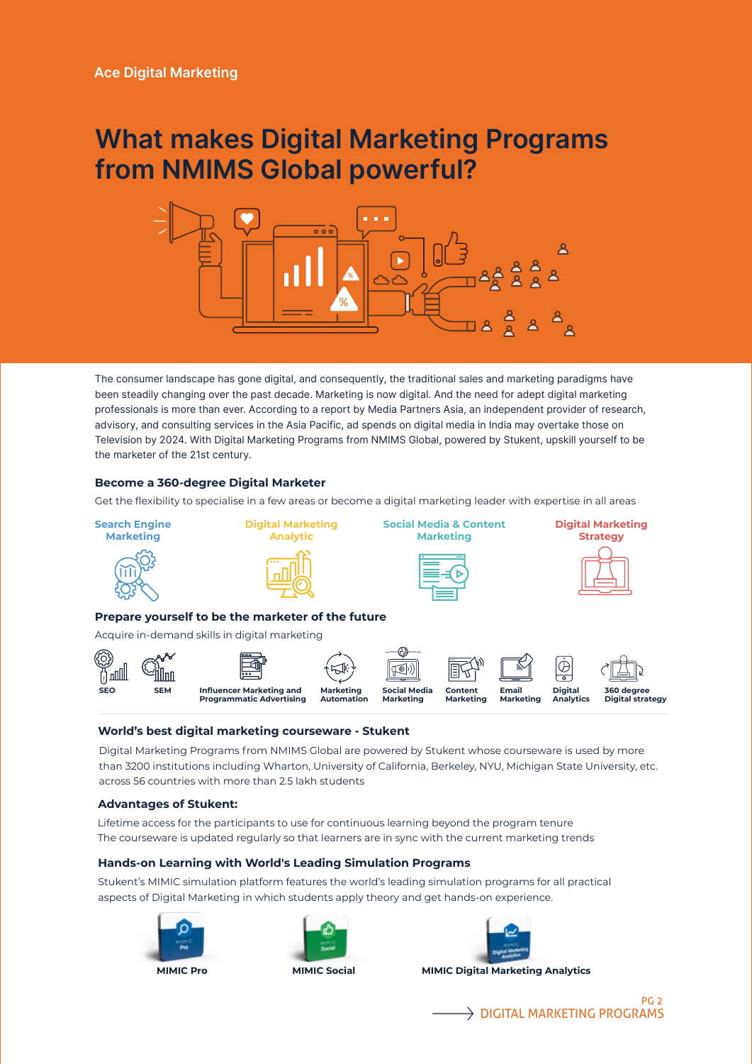Ace Digital Marketing

# What makes Digital Marketing Programs from NMIMS Global powerful?

The consumer landscape has gone digital, and consequently, the traditional sales and marketing paradigms have been steadily changing over the past decade. Marketing is now digital. And the need for adept digital marketing professionals is more than ever. According to a report by Media Partners Asia, an independent provider of research, advisory, and consulting services in the Asia Pacific, ad spends on digital media in India may overtake those on Television by 2024. With Digital Marketing Programs from NMIMS Global, powered by Stukent, upskill yourself to be the marketer of the 21st century.

### Become a 360-degree Digital Marketer

Get the flexibility to specialise in a few areas or become a digital marketing leader with expertise in all areas

- Search Engine Marketing
- Digital Marketing Analytic
- Social Media & Content Marketing
- Digital Marketing Strategy

### Prepare yourself to be the marketer of the future

Acquire in-demand skills in digital marketing

- SEO
- SEM
- Influencer Marketing and Programmatic Advertising
- Marketing Automation
- Social Media Marketing
- Content Marketing
- Email Marketing
- Digital Analytics
- 360 degree Digital strategy

### World's best digital marketing courseware - Stukent

Digital Marketing Programs from NMIMS Global are powered by Stukent whose courseware is used by more than 3200 institutions including Wharton, University of California, Berkeley, NYU, Michigan State University, etc. across 56 countries with more than 2.5 lakh students

### Advantages of Stukent:

Lifetime access for the participants to use for continuous learning beyond the program tenure
The courseware is updated regularly so that learners are in sync with the current marketing trends

### Hands-on Learning with World's Leading Simulation Programs

Stukent's MIMIC simulation platform features the world's leading simulation programs for all practical aspects of Digital Marketing in which students apply theory and get hands-on experience.

- MIMIC Pro
- MIMIC Social
- MIMIC Digital Marketing Analytics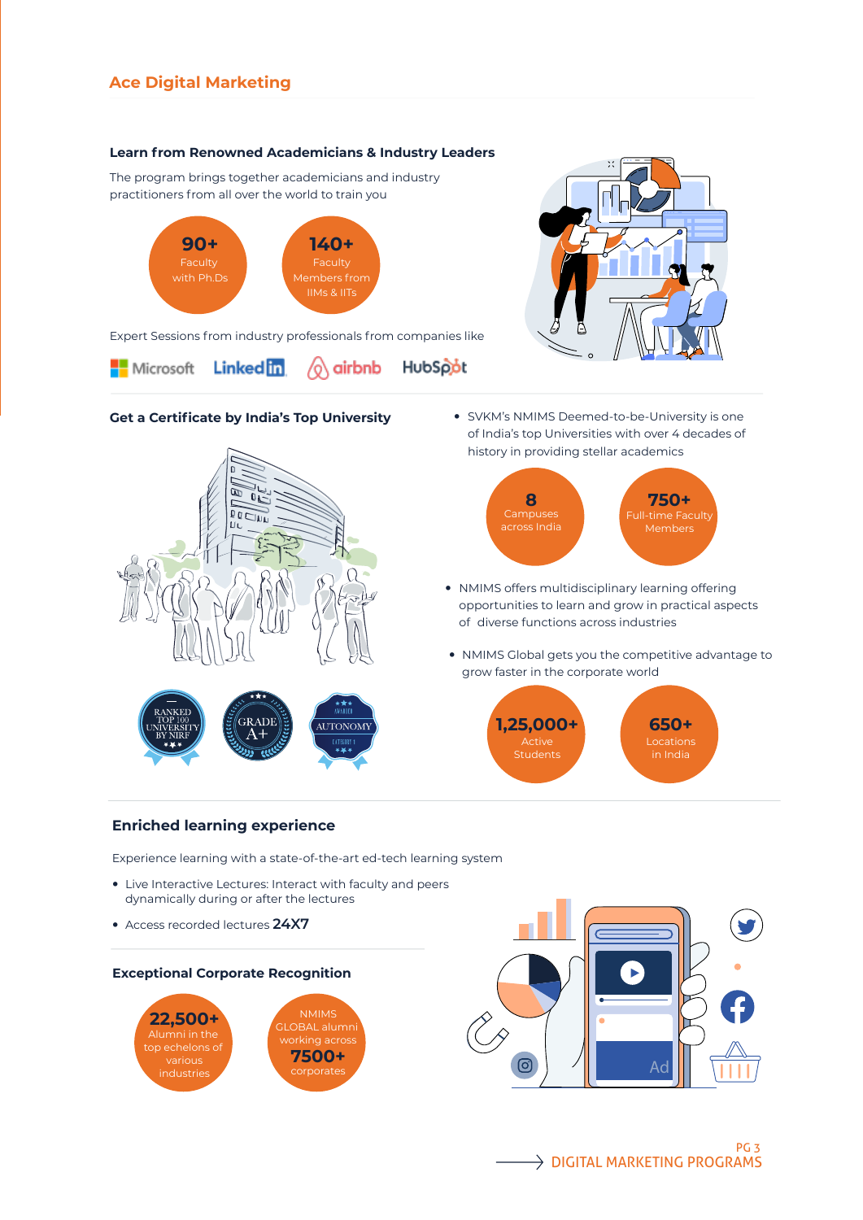## Ace Digital Marketing

### Learn from Renowned Academicians & Industry Leaders

The program brings together academicians and industry practitioners from all over the world to train you

**90+** Faculty with Ph.Ds

**140+** Faculty Members from IIMs & IITs

Expert Sessions from industry professionals from companies like

Microsoft LinkedIn airbnb HubSpot

### Get a Certificate by India's Top University

- SVKM's NMIMS Deemed-to-be-University is one of India's top Universities with over 4 decades of history in providing stellar academics

**8** Campuses across India

**750+** Full-time Faculty Members

- NMIMS offers multidisciplinary learning offering opportunities to learn and grow in practical aspects of diverse functions across industries
- NMIMS Global gets you the competitive advantage to grow faster in the corporate world

**1,25,000+** Active Students

**650+** Locations in India

RANKED TOP 100 UNIVERSITY BY NIRF

GRADE A+

AWARDED AUTONOMY CATEGORY I

### Enriched learning experience

Experience learning with a state-of-the-art ed-tech learning system

- Live Interactive Lectures: Interact with faculty and peers dynamically during or after the lectures
- Access recorded lectures **24X7**

### Exceptional Corporate Recognition

**22,500+** Alumni in the top echelons of various industries

NMIMS GLOBAL alumni working across **7500+** corporates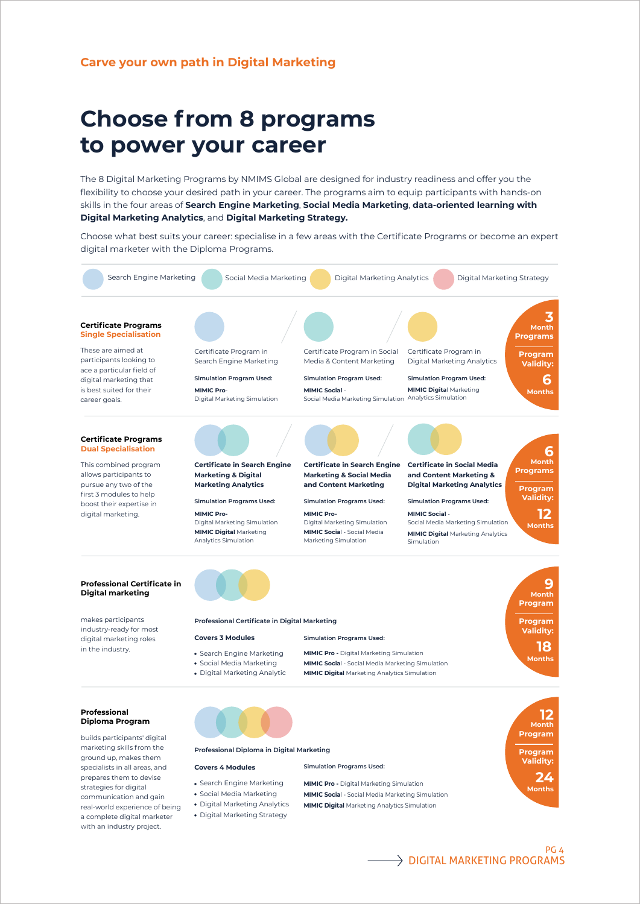Carve your own path in Digital Marketing

# Choose from 8 programs to power your career

The 8 Digital Marketing Programs by NMIMS Global are designed for industry readiness and offer you the flexibility to choose your desired path in your career. The programs aim to equip participants with hands-on skills in the four areas of **Search Engine Marketing**, **Social Media Marketing**, **data-oriented learning with Digital Marketing Analytics**, and **Digital Marketing Strategy.**

Choose what best suits your career: specialise in a few areas with the Certificate Programs or become an expert digital marketer with the Diploma Programs.

Search Engine Marketing · Social Media Marketing · Digital Marketing Analytics · Digital Marketing Strategy

### Certificate Programs
**Single Specialisation**

These are aimed at participants looking to ace a particular field of digital marketing that is best suited for their career goals.

**3 Month Programs** | **Program Validity: 6 Months**

- Certificate Program in Search Engine Marketing
  - **Simulation Program Used:** **MIMIC Pro**- Digital Marketing Simulation
- Certificate Program in Social Media & Content Marketing
  - **Simulation Program Used:** **MIMIC Social** - Social Media Marketing Simulation
- Certificate Program in Digital Marketing Analytics
  - **Simulation Program Used:** **MIMIC Digital** Marketing Analytics Simulation

### Certificate Programs
**Dual Specialisation**

This combined program allows participants to pursue any two of the first 3 modules to help boost their expertise in digital marketing.

**6 Month Programs** | **Program Validity: 12 Months**

- **Certificate in Search Engine Marketing & Digital Marketing Analytics**
  - **Simulation Programs Used:** **MIMIC Pro**- Digital Marketing Simulation; **MIMIC Digital** Marketing Analytics Simulation
- **Certificate in Search Engine Marketing & Social Media and Content Marketing**
  - **Simulation Programs Used:** **MIMIC Pro**- Digital Marketing Simulation; **MIMIC Social** - Social Media Marketing Simulation
- **Certificate in Social Media and Content Marketing & Digital Marketing Analytics**
  - **Simulation Programs Used:** **MIMIC Social** - Social Media Marketing Simulation; **MIMIC Digital** Marketing Analytics Simulation

### Professional Certificate in Digital marketing

makes participants industry-ready for most digital marketing roles in the industry.

**9 Month Program** | **Program Validity: 18 Months**

**Professional Certificate in Digital Marketing**

**Covers 3 Modules**
- Search Engine Marketing
- Social Media Marketing
- Digital Marketing Analytic

**Simulation Programs Used:**
- **MIMIC Pro -** Digital Marketing Simulation
- **MIMIC Social** - Social Media Marketing Simulation
- **MIMIC Digital** Marketing Analytics Simulation

### Professional Diploma Program

builds participants' digital marketing skills from the ground up, makes them specialists in all areas, and prepares them to devise strategies for digital communication and gain real-world experience of being a complete digital marketer with an industry project.

**12 Month Program** | **Program Validity: 24 Months**

**Professional Diploma in Digital Marketing**

**Covers 4 Modules**
- Search Engine Marketing
- Social Media Marketing
- Digital Marketing Analytics
- Digital Marketing Strategy

**Simulation Programs Used:**
- **MIMIC Pro -** Digital Marketing Simulation
- **MIMIC Social** - Social Media Marketing Simulation
- **MIMIC Digital** Marketing Analytics Simulation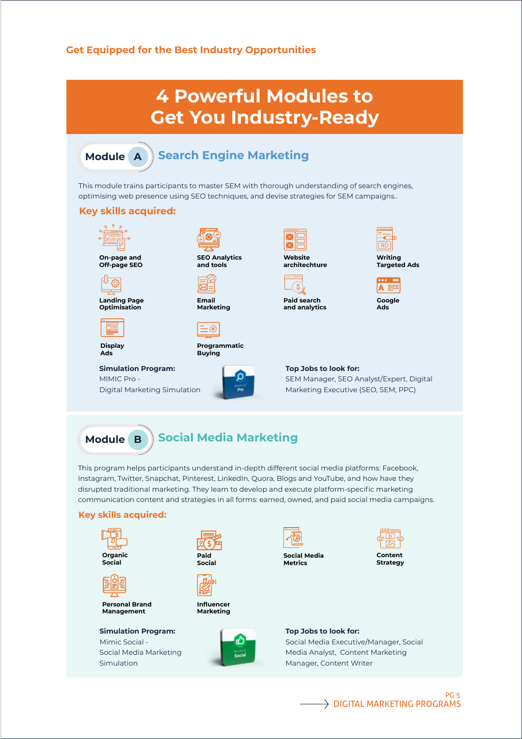Get Equipped for the Best Industry Opportunities

# 4 Powerful Modules to Get You Industry-Ready

## Module A — Search Engine Marketing

This module trains participants to master SEM with thorough understanding of search engines, optimising web presence using SEO techniques, and devise strategies for SEM campaigns..

### Key skills acquired:

- On-page and Off-page SEO
- SEO Analytics and tools
- Website architechture
- Writing Targeted Ads
- Landing Page Optimisation
- Email Marketing
- Paid search and analytics
- Google Ads
- Display Ads
- Programmatic Buying

**Simulation Program:**
MIMIC Pro - Digital Marketing Simulation

**Top Jobs to look for:**
SEM Manager, SEO Analyst/Expert, Digital Marketing Executive (SEO, SEM, PPC)

## Module B — Social Media Marketing

This program helps participants understand in-depth different social media platforms: Facebook, Instagram, Twitter, Snapchat, Pinterest, LinkedIn, Quora, Blogs and YouTube, and how have they disrupted traditional marketing. They learn to develop and execute platform-specific marketing communication content and strategies in all forms: earned, owned, and paid social media campaigns.

### Key skills acquired:

- Organic Social
- Paid Social
- Social Media Metrics
- Content Strategy
- Personal Brand Management
- Influencer Marketing

**Simulation Program:**
Mimic Social - Social Media Marketing Simulation

**Top Jobs to look for:**
Social Media Executive/Manager, Social Media Analyst, Content Marketing Manager, Content Writer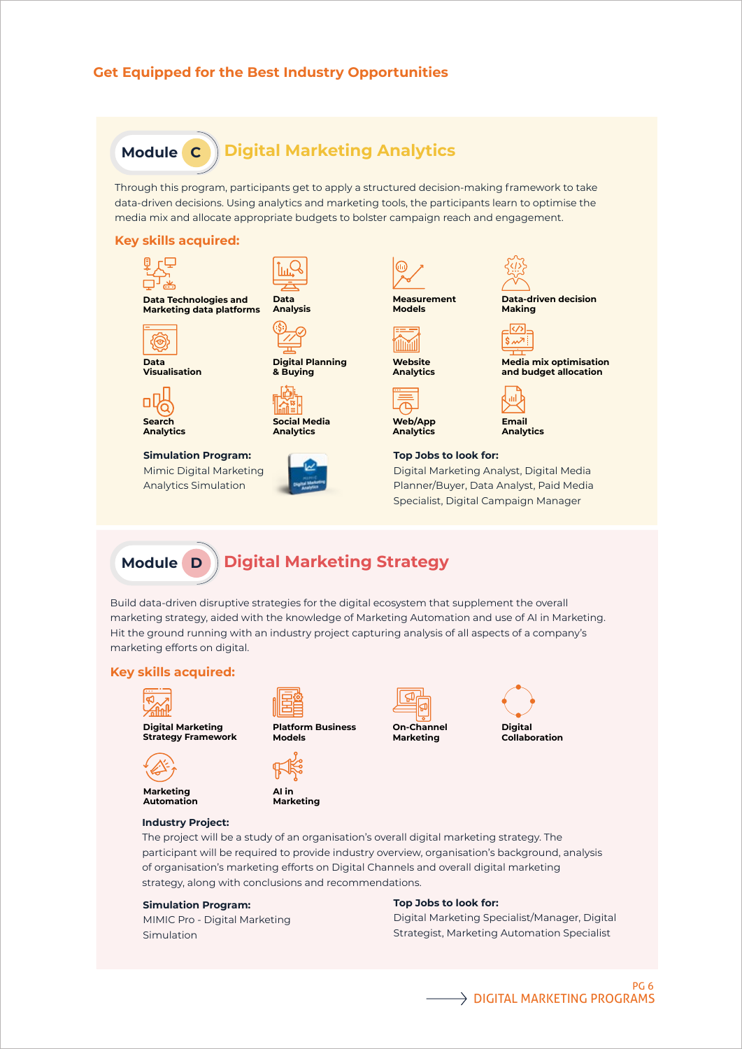## Get Equipped for the Best Industry Opportunities

## Module C — Digital Marketing Analytics

Through this program, participants get to apply a structured decision-making framework to take data-driven decisions. Using analytics and marketing tools, the participants learn to optimise the media mix and allocate appropriate budgets to bolster campaign reach and engagement.

### Key skills acquired:

- Data Technologies and Marketing data platforms
- Data Analysis
- Measurement Models
- Data-driven decision Making
- Data Visualisation
- Digital Planning & Buying
- Website Analytics
- Media mix optimisation and budget allocation
- Search Analytics
- Social Media Analytics
- Web/App Analytics
- Email Analytics

**Simulation Program:**
Mimic Digital Marketing Analytics Simulation

**Top Jobs to look for:**
Digital Marketing Analyst, Digital Media Planner/Buyer, Data Analyst, Paid Media Specialist, Digital Campaign Manager

## Module D — Digital Marketing Strategy

Build data-driven disruptive strategies for the digital ecosystem that supplement the overall marketing strategy, aided with the knowledge of Marketing Automation and use of AI in Marketing. Hit the ground running with an industry project capturing analysis of all aspects of a company's marketing efforts on digital.

### Key skills acquired:

- Digital Marketing Strategy Framework
- Platform Business Models
- On-Channel Marketing
- Digital Collaboration
- Marketing Automation
- AI in Marketing

**Industry Project:**
The project will be a study of an organisation's overall digital marketing strategy. The participant will be required to provide industry overview, organisation's background, analysis of organisation's marketing efforts on Digital Channels and overall digital marketing strategy, along with conclusions and recommendations.

**Simulation Program:**
MIMIC Pro - Digital Marketing Simulation

**Top Jobs to look for:**
Digital Marketing Specialist/Manager, Digital Strategist, Marketing Automation Specialist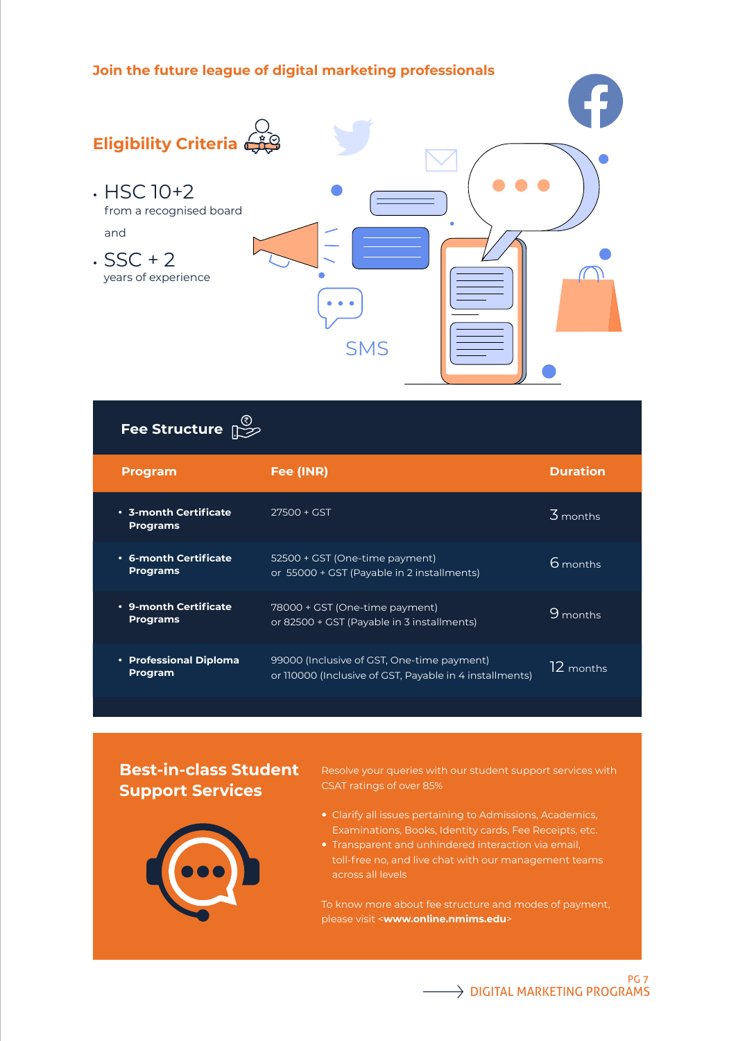Join the future league of digital marketing professionals

## Eligibility Criteria

- HSC 10+2
  from a recognised board

  and

- SSC + 2
  years of experience

## Fee Structure

| Program | Fee (INR) | Duration |
| --- | --- | --- |
| **3-month Certificate Programs** | 27500 + GST | 3 months |
| **6-month Certificate Programs** | 52500 + GST (One-time payment)<br>or 55000 + GST (Payable in 2 installments) | 6 months |
| **9-month Certificate Programs** | 78000 + GST (One-time payment)<br>or 82500 + GST (Payable in 3 installments) | 9 months |
| **Professional Diploma Program** | 99000 (Inclusive of GST, One-time payment)<br>or 110000 (Inclusive of GST, Payable in 4 installments) | 12 months |

## Best-in-class Student Support Services

Resolve your queries with our student support services with CSAT ratings of over 85%

- Clarify all issues pertaining to Admissions, Academics, Examinations, Books, Identity cards, Fee Receipts, etc.
- Transparent and unhindered interaction via email, toll-free no, and live chat with our management teams across all levels

To know more about fee structure and modes of payment, please visit <**www.online.nmims.edu**>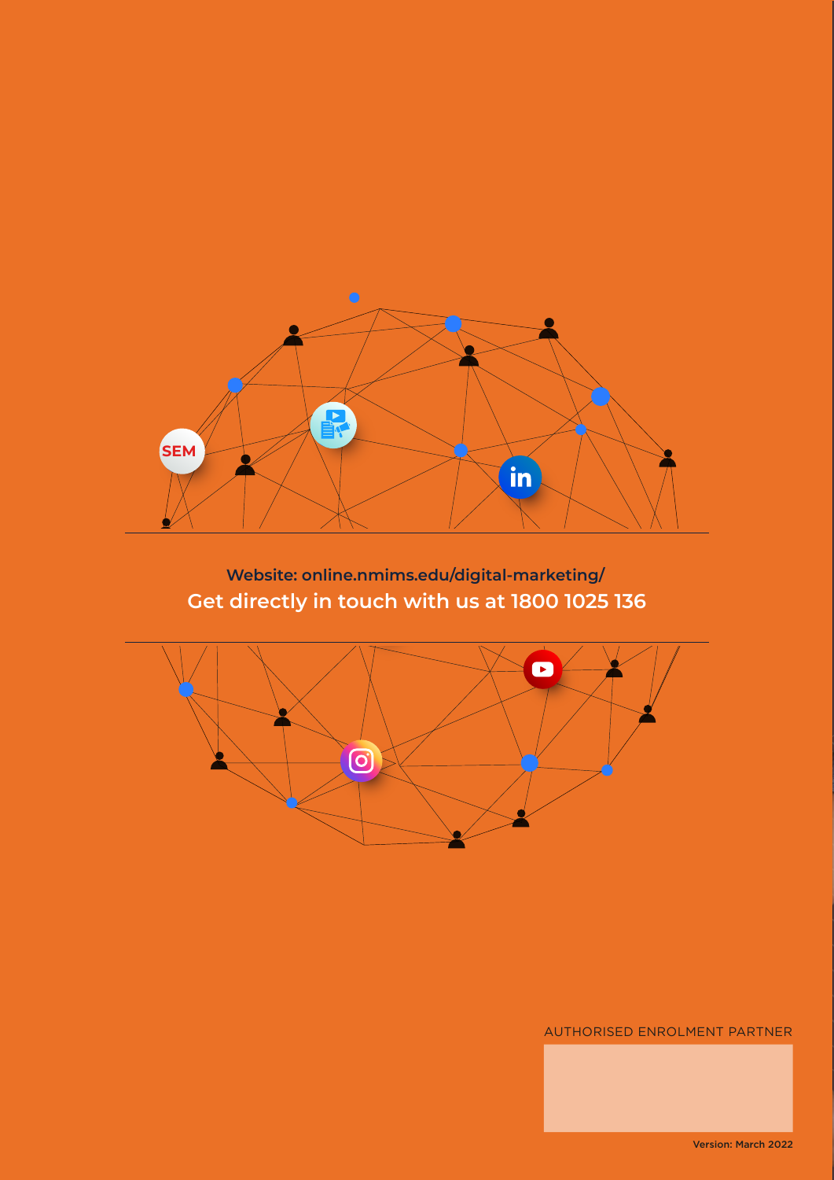Website: online.nmims.edu/digital-marketing/

Get directly in touch with us at 1800 1025 136

AUTHORISED ENROLMENT PARTNER

Version: March 2022